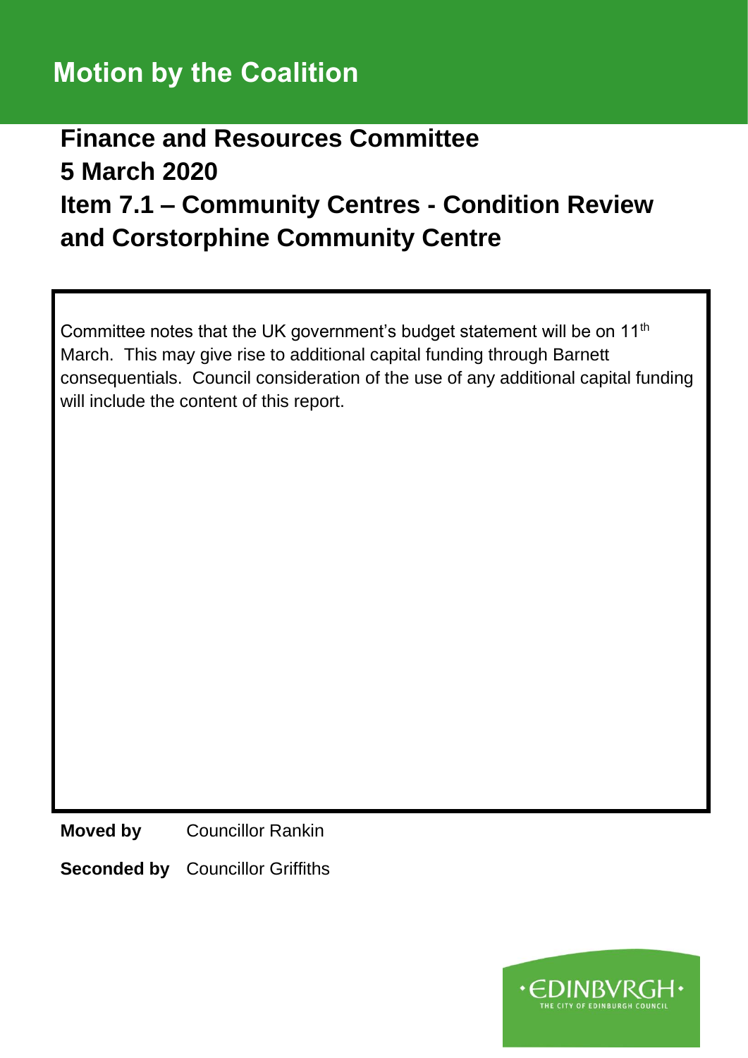# Motion by the Coalition

## Finance and Resources Committee
## 5 March 2020
## Item 7.1 – Community Centres - Condition Review and Corstorphine Community Centre

Committee notes that the UK government's budget statement will be on 11th March. This may give rise to additional capital funding through Barnett consequentials. Council consideration of the use of any additional capital funding will include the content of this report.

**Moved by** Councillor Rankin

**Seconded by** Councillor Griffiths

·EDINBVRGH·
THE CITY OF EDINBURGH COUNCIL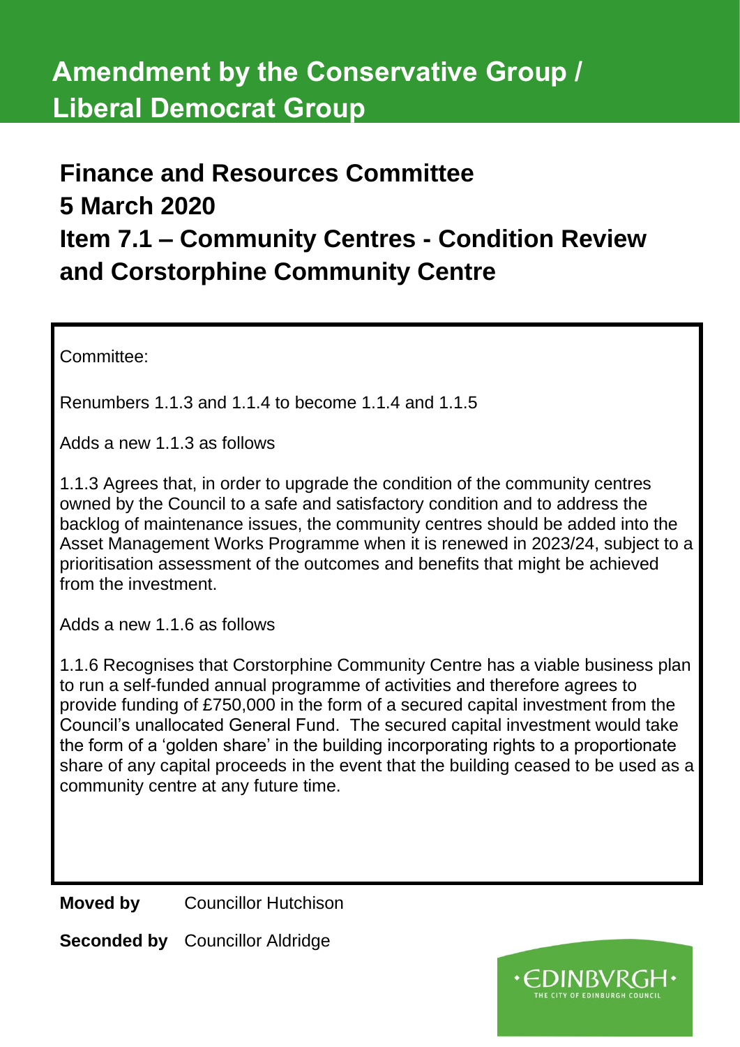# Amendment by the Conservative Group / Liberal Democrat Group

## Finance and Resources Committee
## 5 March 2020
## Item 7.1 – Community Centres - Condition Review and Corstorphine Community Centre

Committee:

Renumbers 1.1.3 and 1.1.4 to become 1.1.4 and 1.1.5

Adds a new 1.1.3 as follows

1.1.3 Agrees that, in order to upgrade the condition of the community centres owned by the Council to a safe and satisfactory condition and to address the backlog of maintenance issues, the community centres should be added into the Asset Management Works Programme when it is renewed in 2023/24, subject to a prioritisation assessment of the outcomes and benefits that might be achieved from the investment.

Adds a new 1.1.6 as follows

1.1.6 Recognises that Corstorphine Community Centre has a viable business plan to run a self-funded annual programme of activities and therefore agrees to provide funding of £750,000 in the form of a secured capital investment from the Council's unallocated General Fund. The secured capital investment would take the form of a 'golden share' in the building incorporating rights to a proportionate share of any capital proceeds in the event that the building ceased to be used as a community centre at any future time.

**Moved by** Councillor Hutchison

**Seconded by** Councillor Aldridge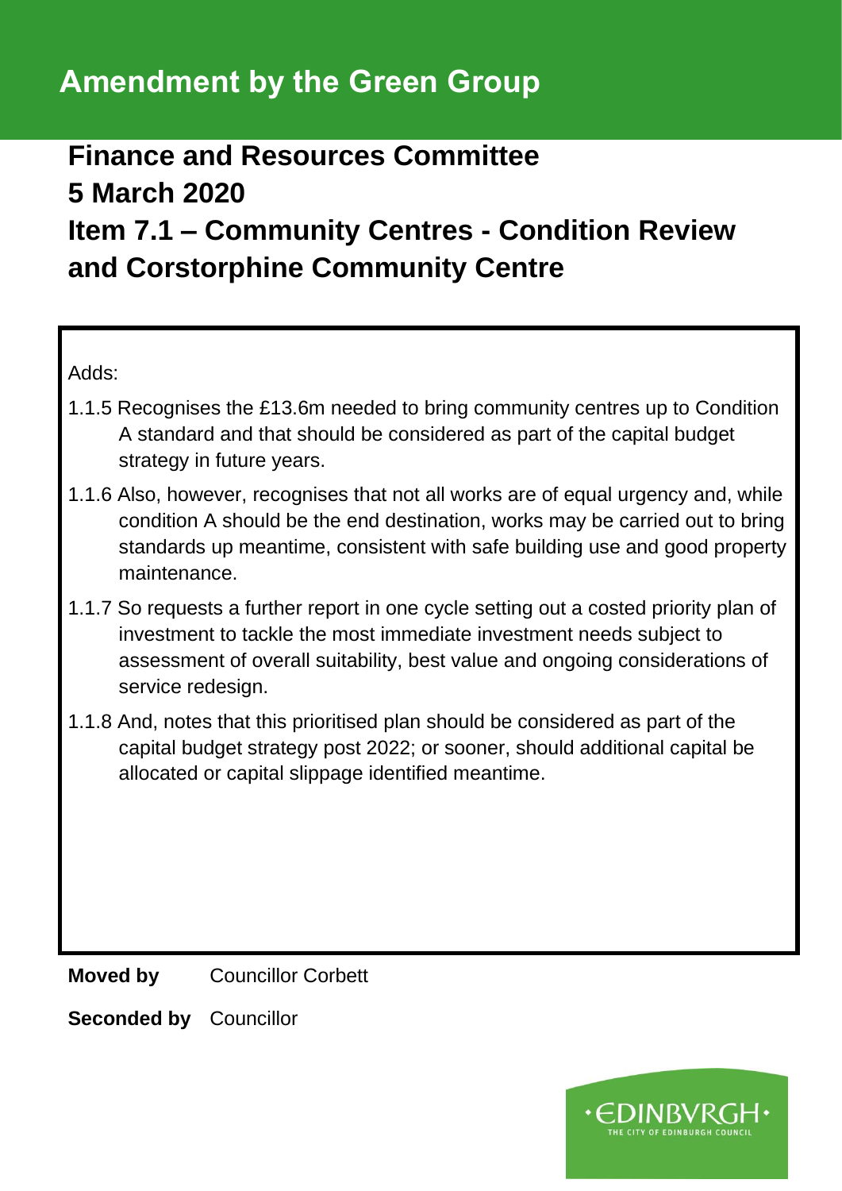# Amendment by the Green Group

## Finance and Resources Committee
## 5 March 2020
## Item 7.1 – Community Centres - Condition Review and Corstorphine Community Centre

Adds:

1.1.5 Recognises the £13.6m needed to bring community centres up to Condition A standard and that should be considered as part of the capital budget strategy in future years.

1.1.6 Also, however, recognises that not all works are of equal urgency and, while condition A should be the end destination, works may be carried out to bring standards up meantime, consistent with safe building use and good property maintenance.

1.1.7 So requests a further report in one cycle setting out a costed priority plan of investment to tackle the most immediate investment needs subject to assessment of overall suitability, best value and ongoing considerations of service redesign.

1.1.8 And, notes that this prioritised plan should be considered as part of the capital budget strategy post 2022; or sooner, should additional capital be allocated or capital slippage identified meantime.

**Moved by** Councillor Corbett

**Seconded by** Councillor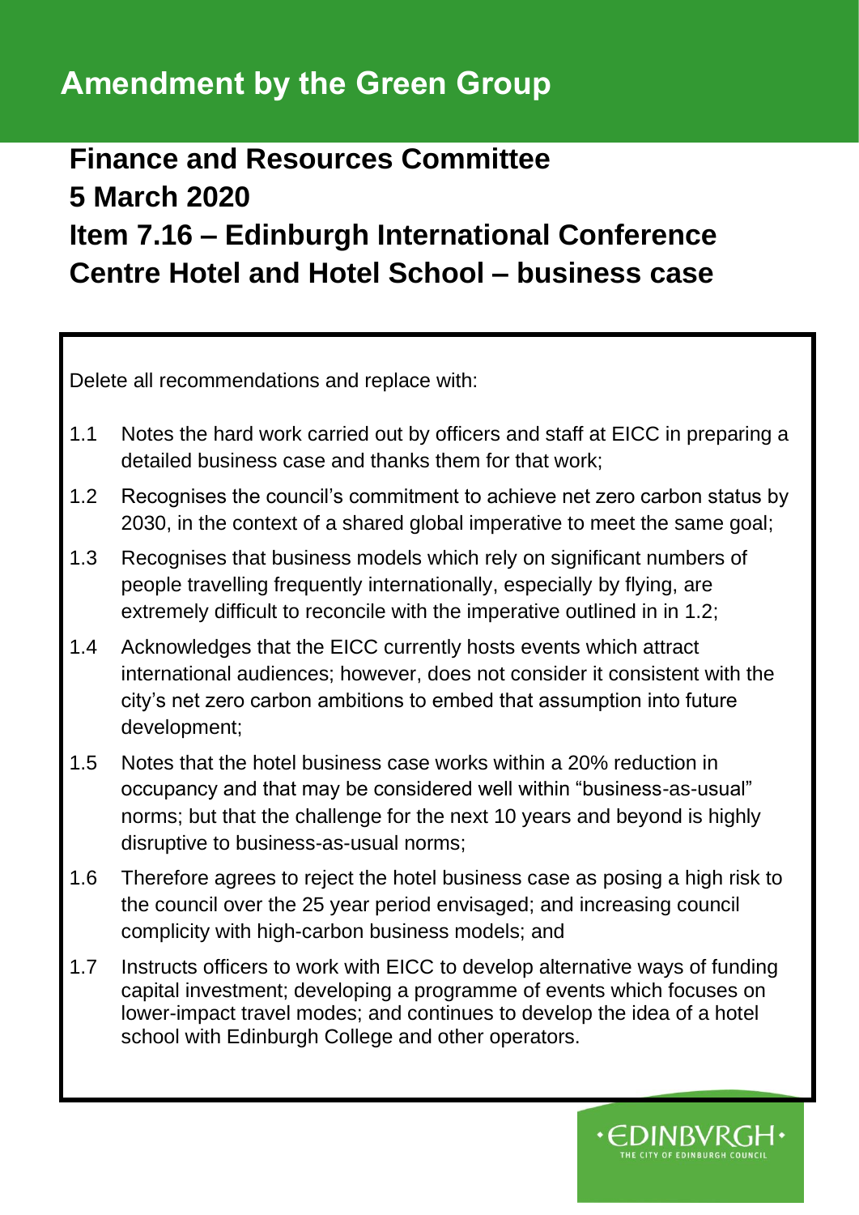# Amendment by the Green Group

## Finance and Resources Committee
## 5 March 2020
## Item 7.16 – Edinburgh International Conference Centre Hotel and Hotel School – business case

Delete all recommendations and replace with:

1.1 Notes the hard work carried out by officers and staff at EICC in preparing a detailed business case and thanks them for that work;

1.2 Recognises the council's commitment to achieve net zero carbon status by 2030, in the context of a shared global imperative to meet the same goal;

1.3 Recognises that business models which rely on significant numbers of people travelling frequently internationally, especially by flying, are extremely difficult to reconcile with the imperative outlined in in 1.2;

1.4 Acknowledges that the EICC currently hosts events which attract international audiences; however, does not consider it consistent with the city's net zero carbon ambitions to embed that assumption into future development;

1.5 Notes that the hotel business case works within a 20% reduction in occupancy and that may be considered well within "business-as-usual" norms; but that the challenge for the next 10 years and beyond is highly disruptive to business-as-usual norms;

1.6 Therefore agrees to reject the hotel business case as posing a high risk to the council over the 25 year period envisaged; and increasing council complicity with high-carbon business models; and

1.7 Instructs officers to work with EICC to develop alternative ways of funding capital investment; developing a programme of events which focuses on lower-impact travel modes; and continues to develop the idea of a hotel school with Edinburgh College and other operators.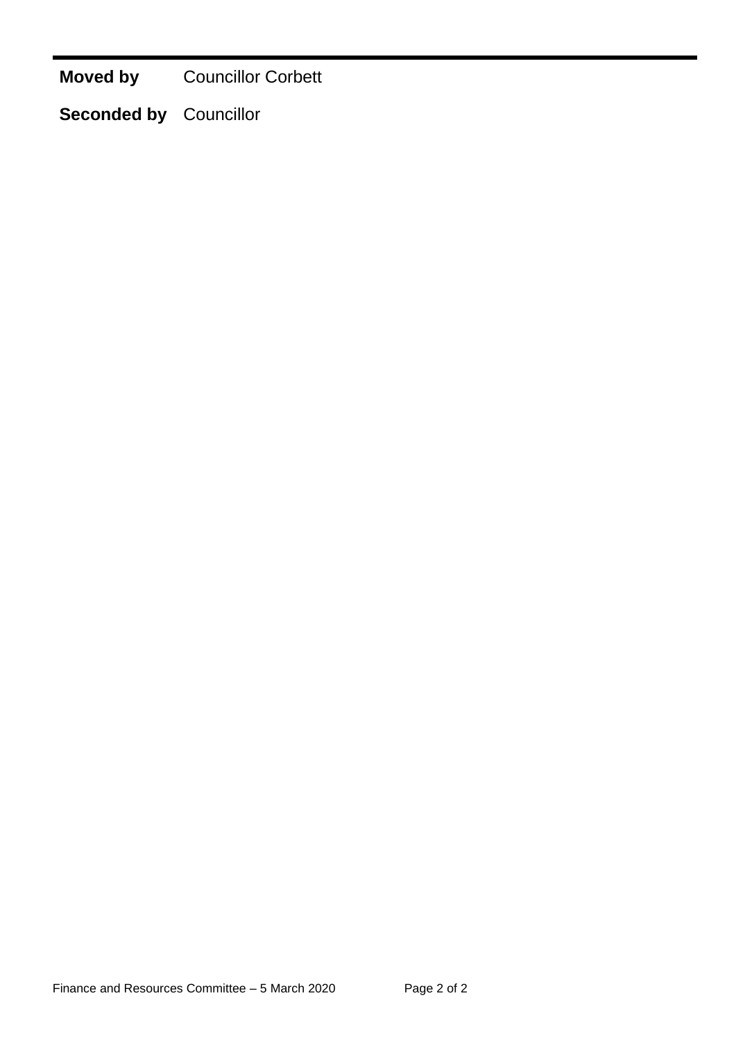**Moved by** Councillor Corbett

**Seconded by** Councillor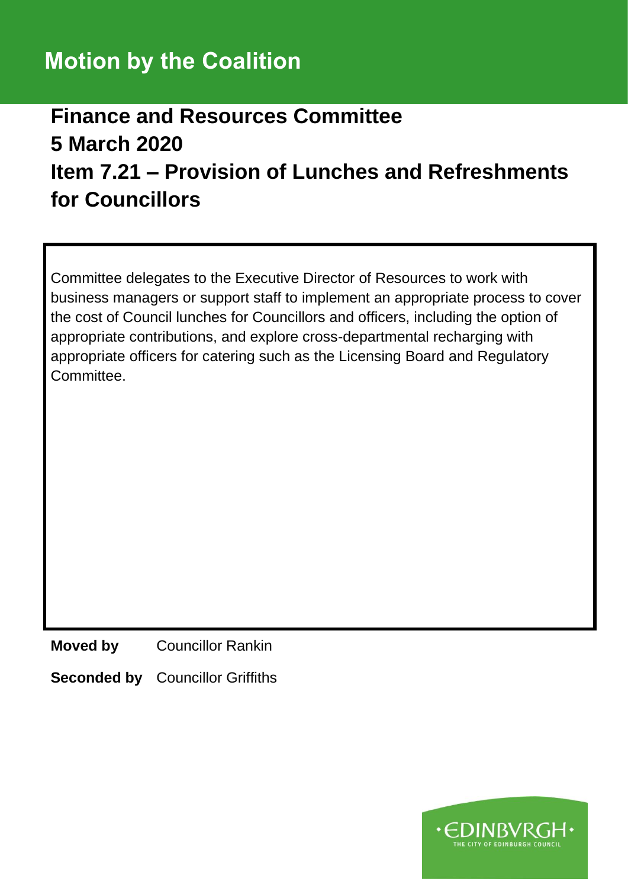# Motion by the Coalition

## Finance and Resources Committee
## 5 March 2020
## Item 7.21 – Provision of Lunches and Refreshments for Councillors

Committee delegates to the Executive Director of Resources to work with business managers or support staff to implement an appropriate process to cover the cost of Council lunches for Councillors and officers, including the option of appropriate contributions, and explore cross-departmental recharging with appropriate officers for catering such as the Licensing Board and Regulatory Committee.

**Moved by** Councillor Rankin

**Seconded by** Councillor Griffiths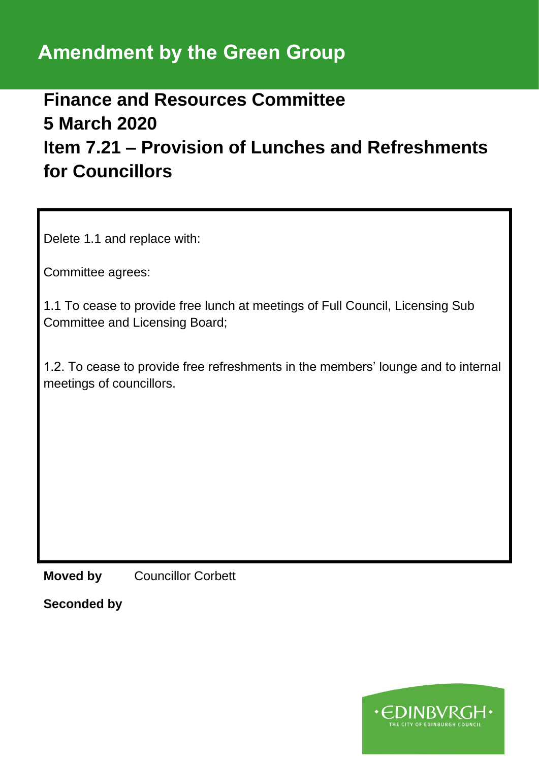# Amendment by the Green Group

## Finance and Resources Committee
## 5 March 2020
## Item 7.21 – Provision of Lunches and Refreshments for Councillors

Delete 1.1 and replace with:

Committee agrees:

1.1 To cease to provide free lunch at meetings of Full Council, Licensing Sub Committee and Licensing Board;

1.2. To cease to provide free refreshments in the members' lounge and to internal meetings of councillors.

**Moved by** Councillor Corbett

**Seconded by**